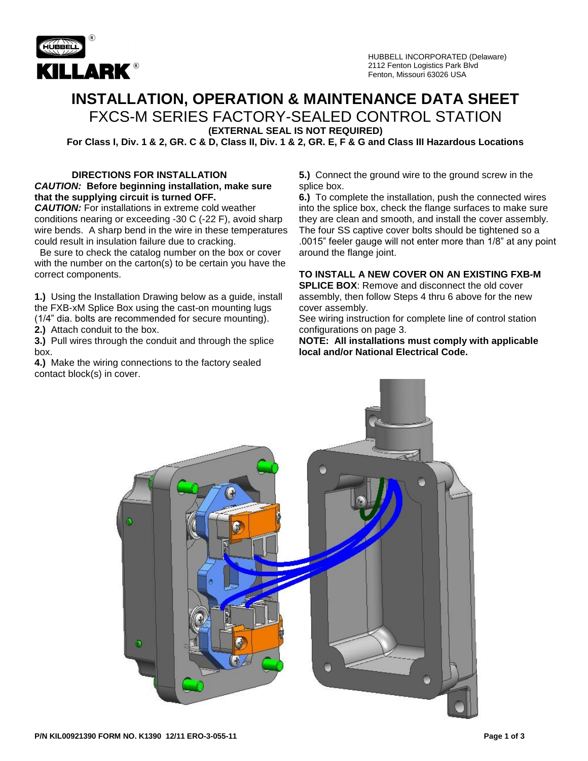HUBBELL®

KILLARK®

HUBBELL INCORPORATED (Delaware)
2112 Fenton Logistics Park Blvd
Fenton, Missouri 63026 USA

# INSTALLATION, OPERATION & MAINTENANCE DATA SHEET

## FXCS-M SERIES FACTORY-SEALED CONTROL STATION

**(EXTERNAL SEAL IS NOT REQUIRED)**

**For Class I, Div. 1 & 2, GR. C & D, Class II, Div. 1 & 2, GR. E, F & G and Class III Hazardous Locations**

### DIRECTIONS FOR INSTALLATION

***CAUTION:* Before beginning installation, make sure that the supplying circuit is turned OFF.**

***CAUTION:*** For installations in extreme cold weather conditions nearing or exceeding -30 C (-22 F), avoid sharp wire bends. A sharp bend in the wire in these temperatures could result in insulation failure due to cracking.

Be sure to check the catalog number on the box or cover with the number on the carton(s) to be certain you have the correct components.

**1.)** Using the Installation Drawing below as a guide, install the FXB-xM Splice Box using the cast-on mounting lugs (1/4" dia. bolts are recommended for secure mounting).

**2.)** Attach conduit to the box.

**3.)** Pull wires through the conduit and through the splice box.

**4.)** Make the wiring connections to the factory sealed contact block(s) in cover.

**5.)** Connect the ground wire to the ground screw in the splice box.

**6.)** To complete the installation, push the connected wires into the splice box, check the flange surfaces to make sure they are clean and smooth, and install the cover assembly. The four SS captive cover bolts should be tightened so a .0015" feeler gauge will not enter more than 1/8" at any point around the flange joint.

**TO INSTALL A NEW COVER ON AN EXISTING FXB-M SPLICE BOX**: Remove and disconnect the old cover assembly, then follow Steps 4 thru 6 above for the new cover assembly.

See wiring instruction for complete line of control station configurations on page 3.

**NOTE: All installations must comply with applicable local and/or National Electrical Code.**

P/N KIL00921390 FORM NO. K1390 12/11 ERO-3-055-11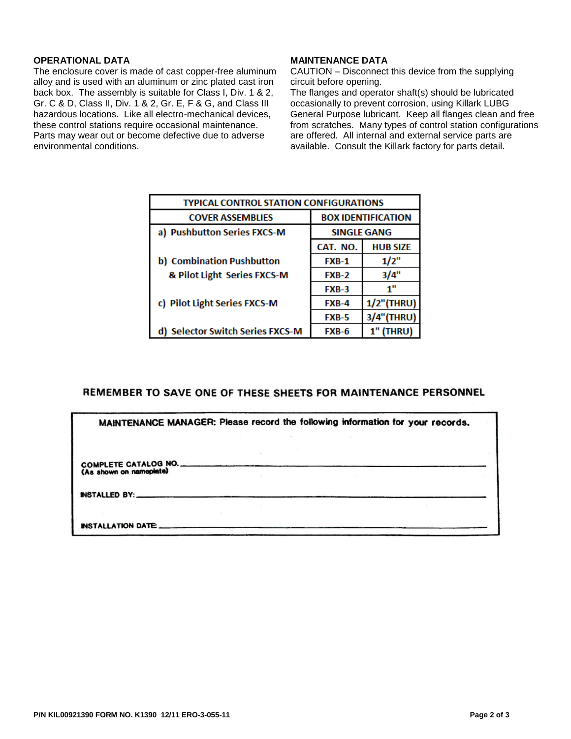## OPERATIONAL DATA

The enclosure cover is made of cast copper-free aluminum alloy and is used with an aluminum or zinc plated cast iron back box. The assembly is suitable for Class I, Div. 1 & 2, Gr. C & D, Class II, Div. 1 & 2, Gr. E, F & G, and Class III hazardous locations. Like all electro-mechanical devices, these control stations require occasional maintenance. Parts may wear out or become defective due to adverse environmental conditions.

## MAINTENANCE DATA

CAUTION – Disconnect this device from the supplying circuit before opening.

The flanges and operator shaft(s) should be lubricated occasionally to prevent corrosion, using Killark LUBG General Purpose lubricant. Keep all flanges clean and free from scratches. Many types of control station configurations are offered. All internal and external service parts are available. Consult the Killark factory for parts detail.

| TYPICAL CONTROL STATION CONFIGURATIONS | | |
|---|---|---|
| **COVER ASSEMBLIES** | **BOX IDENTIFICATION** | |
| a) Pushbutton Series FXCS-M | **SINGLE GANG** | |
| | **CAT. NO.** | **HUB SIZE** |
| b) Combination Pushbutton & Pilot Light Series FXCS-M | FXB-1 | 1/2" |
| | FXB-2 | 3/4" |
| | FXB-3 | 1" |
| c) Pilot Light Series FXCS-M | FXB-4 | 1/2"(THRU) |
| | FXB-5 | 3/4"(THRU) |
| d) Selector Switch Series FXCS-M | FXB-6 | 1" (THRU) |

**REMEMBER TO SAVE ONE OF THESE SHEETS FOR MAINTENANCE PERSONNEL**

**MAINTENANCE MANAGER: Please record the following information for your records.**

COMPLETE CATALOG NO. ____________________
(As shown on nameplate)

INSTALLED BY: ____________________

INSTALLATION DATE: ____________________

P/N KIL00921390 FORM NO. K1390 12/11 ERO-3-055-11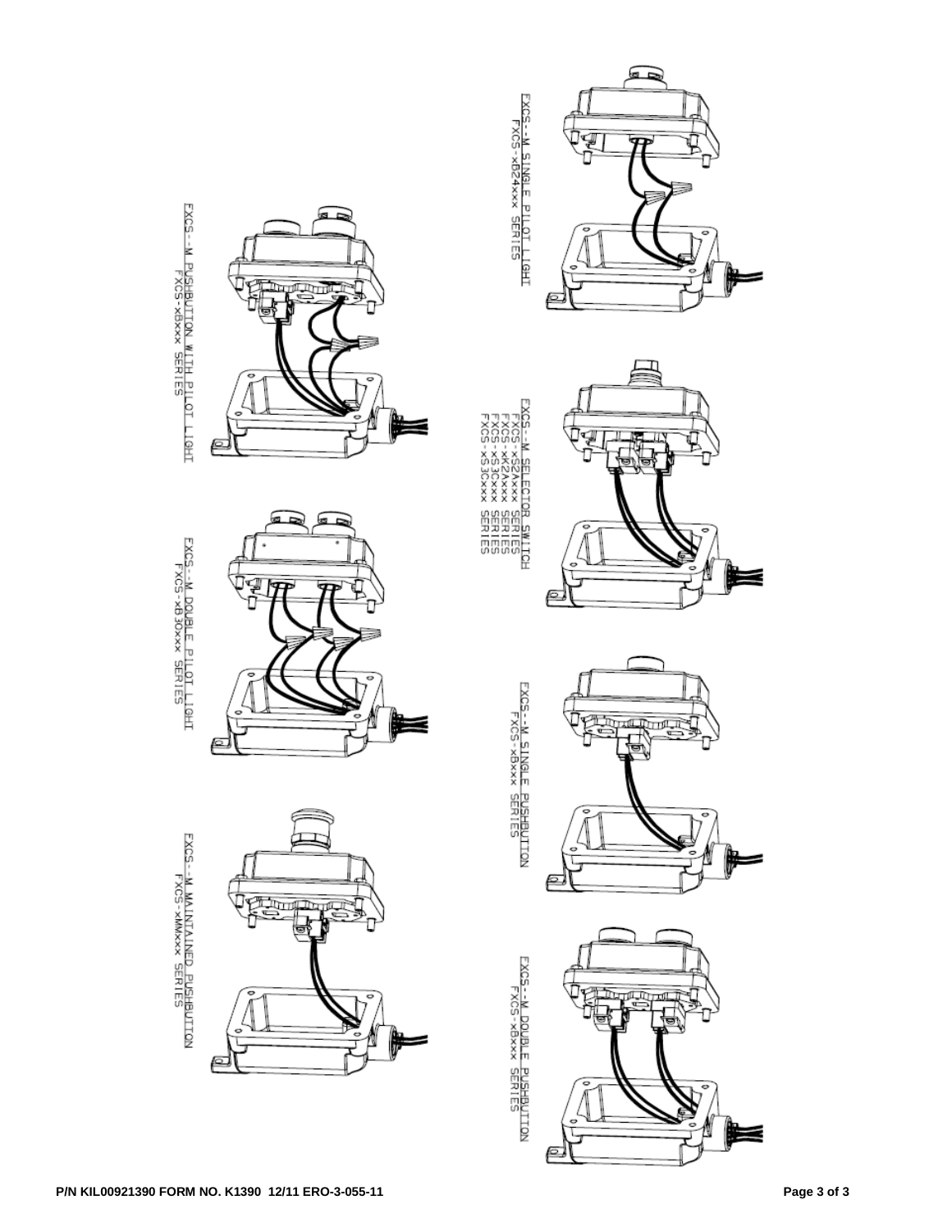FXCS--M SINGLE PILOT LIGHT
FXCS-xB24xxx SERIES

FXCS--M SELECTOR SWITCH
FXCS-xS2Axxx SERIES
FXCS-xK2Axxx SERIES
FXCS-xK3Cxxx SERIES
FXCS-xS3Cxxx SERIES

FXCS--M SINGLE PUSHBUTTON
FXCS-xBxxx SERIES

FXCS--M DOUBLE PUSHBUTTON
FXCS-xBxxx SERIES

FXCS--M PUSHBUTTON WITH PILOT LIGHT
FXCS-xBxxx SERIES

FXCS--M DOUBLE PILOT LIGHT
FXCS-xB30xxx SERIES

FXCS--M MAINTAINED PUSHBUTTON
FXCS-xMMxxx SERIES

P/N KIL00921390 FORM NO. K1390 12/11 ERO-3-055-11